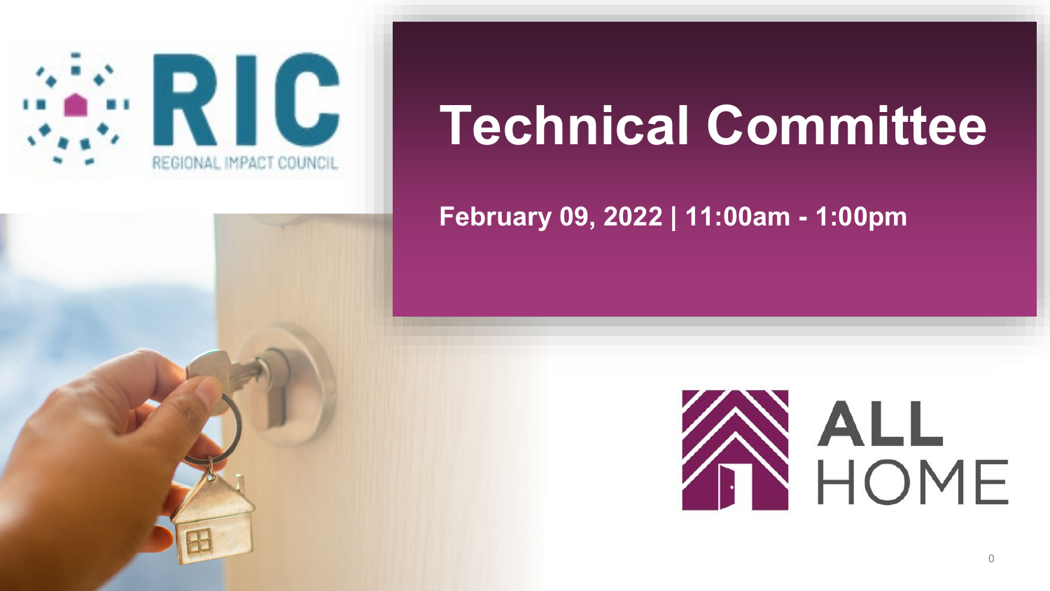RIC
REGIONAL IMPACT COUNCIL

# Technical Committee

**February 09, 2022 | 11:00am - 1:00pm**

ALL HOME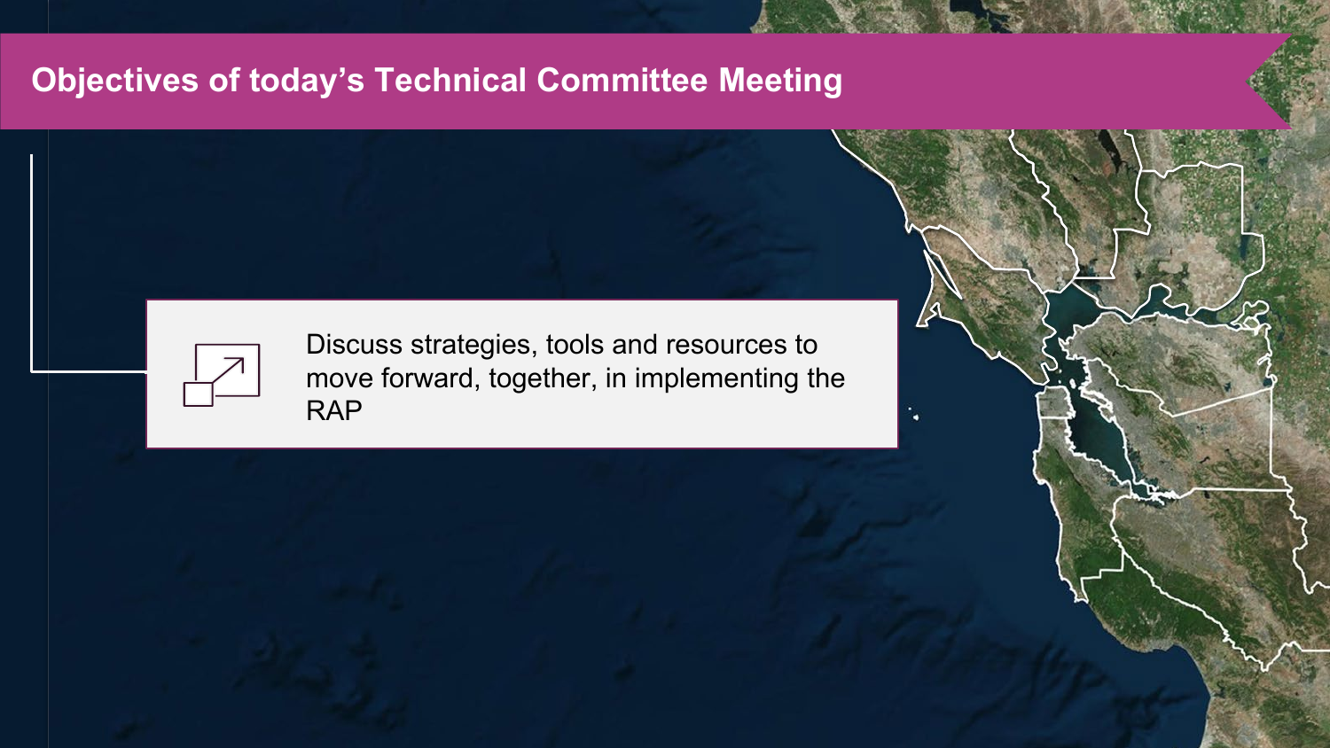# Objectives of today's Technical Committee Meeting

Discuss strategies, tools and resources to move forward, together, in implementing the RAP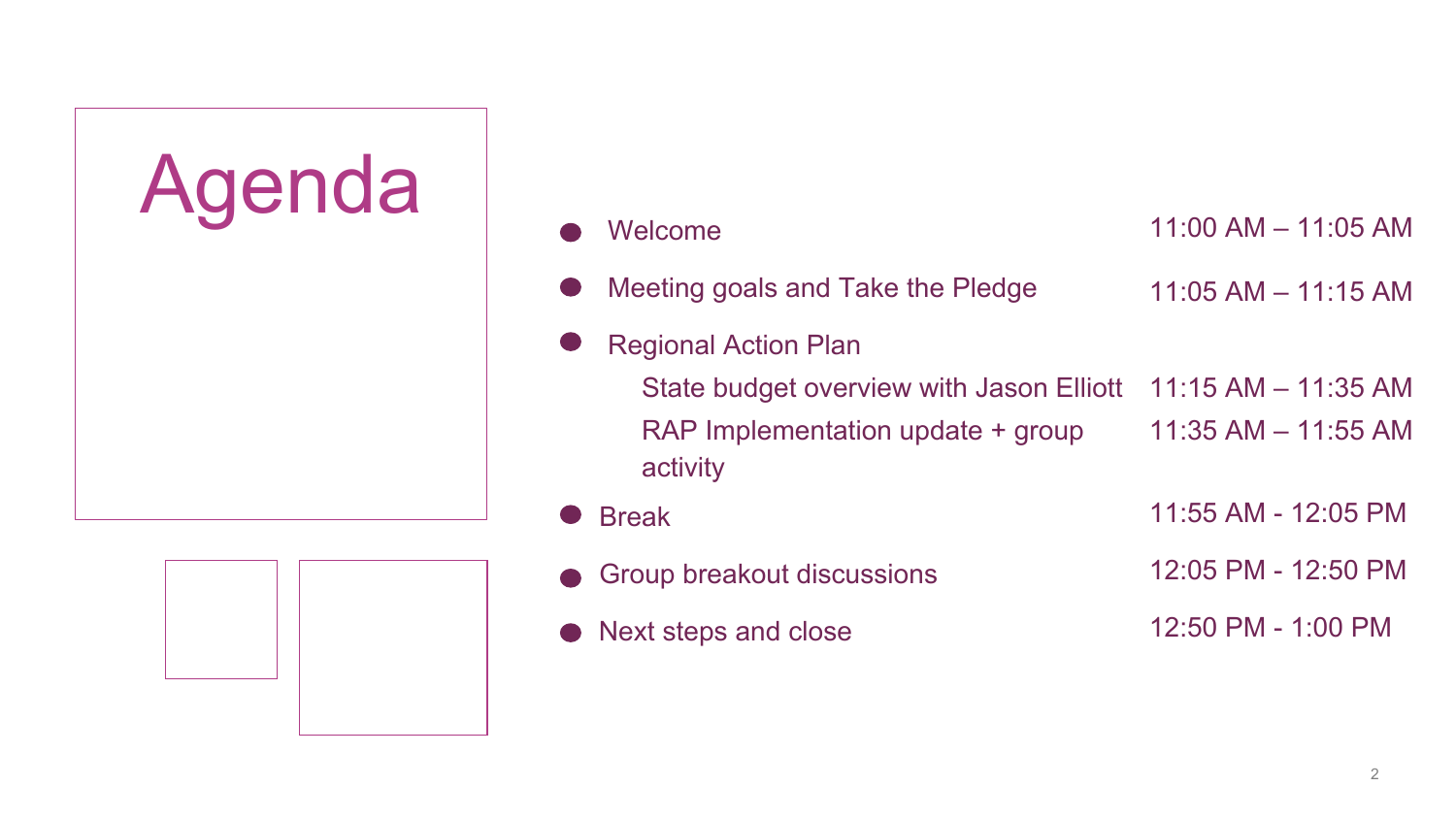# Agenda

| Item | Time |
| --- | --- |
| Welcome | 11:00 AM – 11:05 AM |
| Meeting goals and Take the Pledge | 11:05 AM – 11:15 AM |
| Regional Action Plan | |
| State budget overview with Jason Elliott | 11:15 AM – 11:35 AM |
| RAP Implementation update + group activity | 11:35 AM – 11:55 AM |
| Break | 11:55 AM - 12:05 PM |
| Group breakout discussions | 12:05 PM - 12:50 PM |
| Next steps and close | 12:50 PM - 1:00 PM |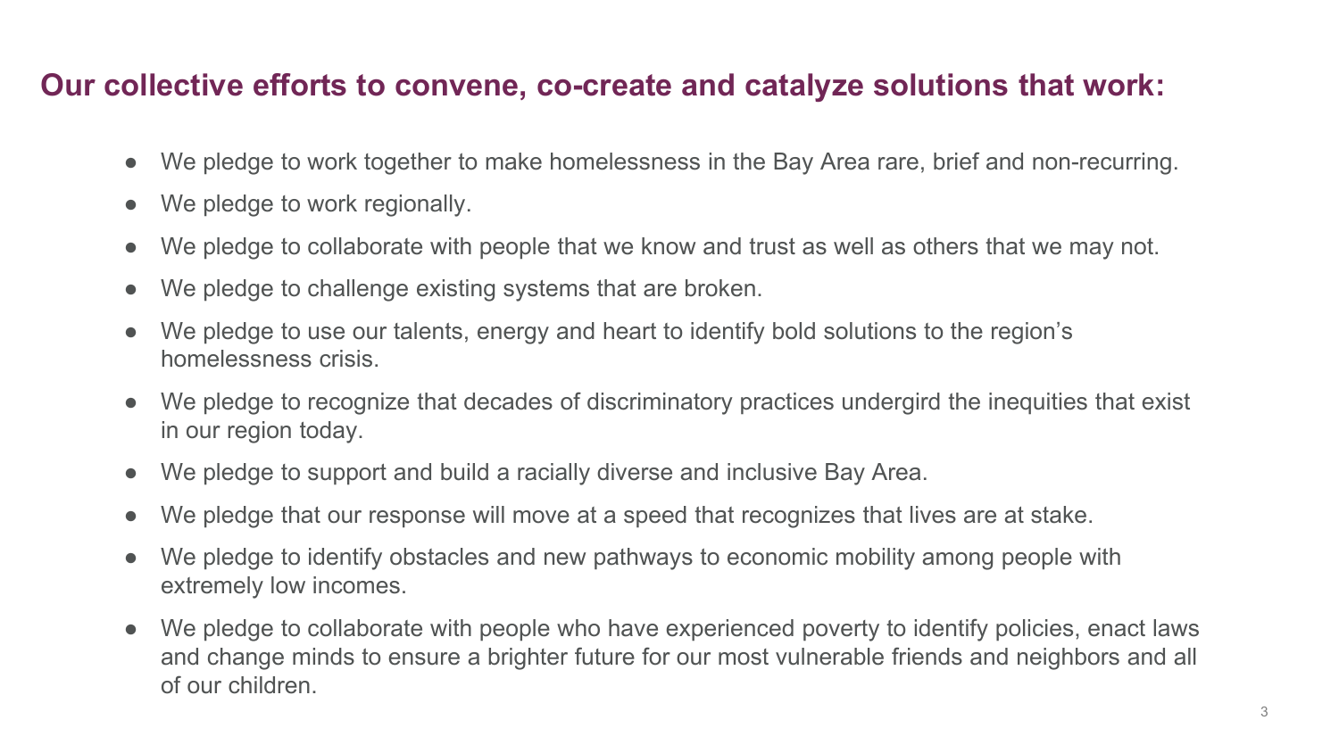## Our collective efforts to convene, co-create and catalyze solutions that work:

- We pledge to work together to make homelessness in the Bay Area rare, brief and non-recurring.
- We pledge to work regionally.
- We pledge to collaborate with people that we know and trust as well as others that we may not.
- We pledge to challenge existing systems that are broken.
- We pledge to use our talents, energy and heart to identify bold solutions to the region's homelessness crisis.
- We pledge to recognize that decades of discriminatory practices undergird the inequities that exist in our region today.
- We pledge to support and build a racially diverse and inclusive Bay Area.
- We pledge that our response will move at a speed that recognizes that lives are at stake.
- We pledge to identify obstacles and new pathways to economic mobility among people with extremely low incomes.
- We pledge to collaborate with people who have experienced poverty to identify policies, enact laws and change minds to ensure a brighter future for our most vulnerable friends and neighbors and all of our children.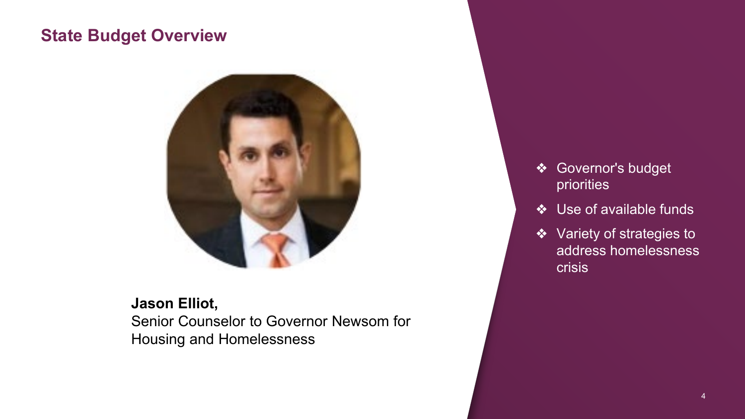## State Budget Overview

**Jason Elliot,**
Senior Counselor to Governor Newsom for Housing and Homelessness

- Governor's budget priorities
- Use of available funds
- Variety of strategies to address homelessness crisis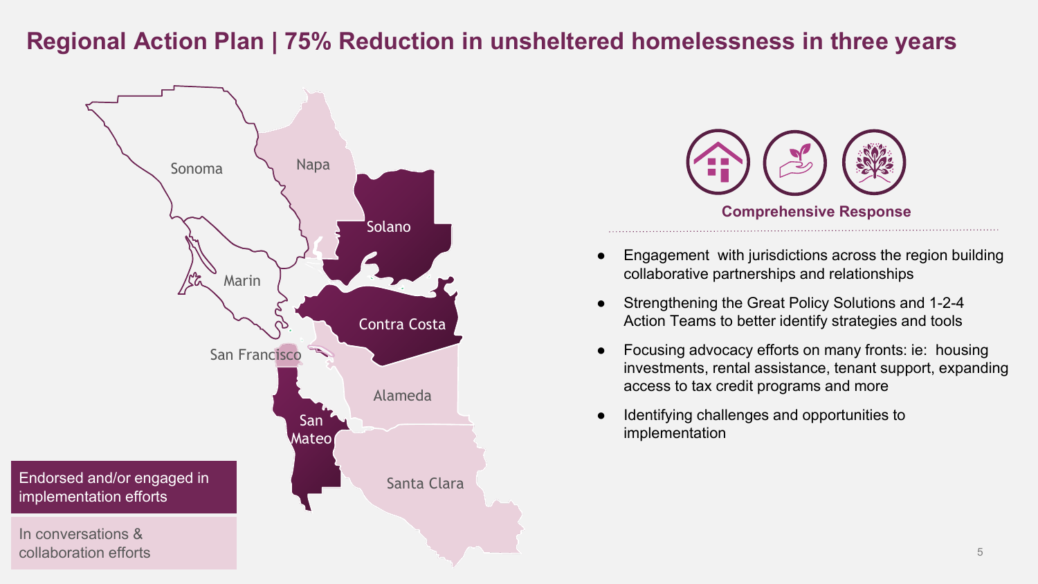# Regional Action Plan | 75% Reduction in unsheltered homelessness in three years

Sonoma

Napa

Solano

Marin

Contra Costa

San Francisco

Alameda

San Mateo

Santa Clara

Endorsed and/or engaged in implementation efforts

In conversations & collaboration efforts

**Comprehensive Response**

- Engagement with jurisdictions across the region building collaborative partnerships and relationships
- Strengthening the Great Policy Solutions and 1-2-4 Action Teams to better identify strategies and tools
- Focusing advocacy efforts on many fronts: ie: housing investments, rental assistance, tenant support, expanding access to tax credit programs and more
- Identifying challenges and opportunities to implementation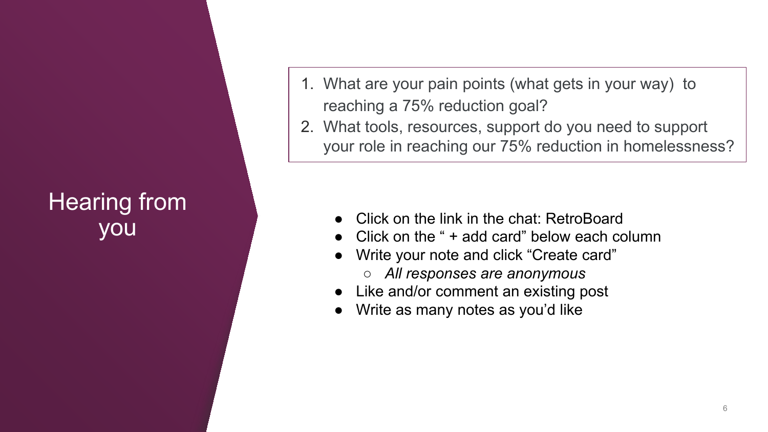# Hearing from you

1. What are your pain points (what gets in your way) to reaching a 75% reduction goal?
2. What tools, resources, support do you need to support your role in reaching our 75% reduction in homelessness?

- Click on the link in the chat: RetroBoard
- Click on the " + add card" below each column
- Write your note and click "Create card"
  - *All responses are anonymous*
- Like and/or comment an existing post
- Write as many notes as you'd like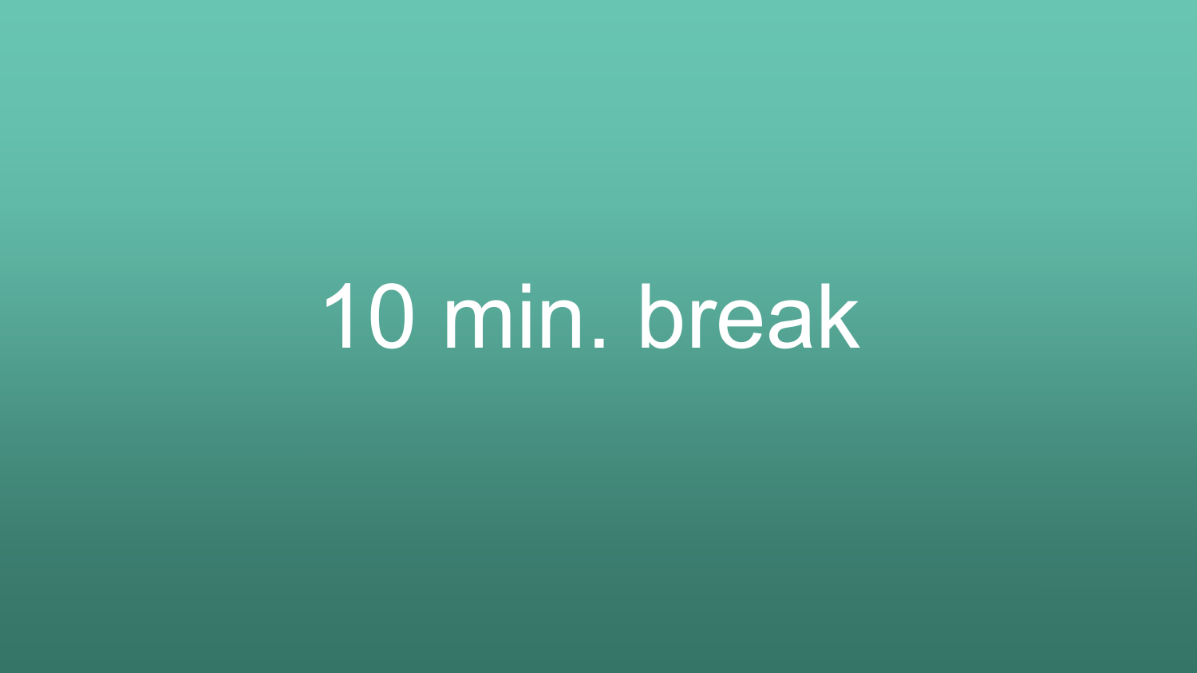10 min. break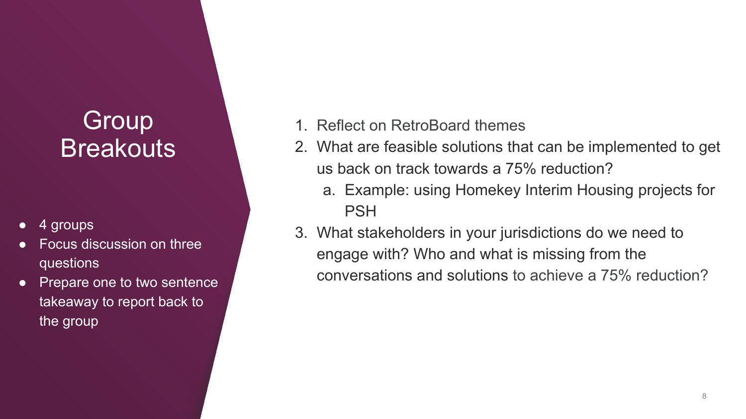# Group Breakouts

- 4 groups
- Focus discussion on three questions
- Prepare one to two sentence takeaway to report back to the group

1. Reflect on RetroBoard themes
2. What are feasible solutions that can be implemented to get us back on track towards a 75% reduction?
   a. Example: using Homekey Interim Housing projects for PSH
3. What stakeholders in your jurisdictions do we need to engage with? Who and what is missing from the conversations and solutions to achieve a 75% reduction?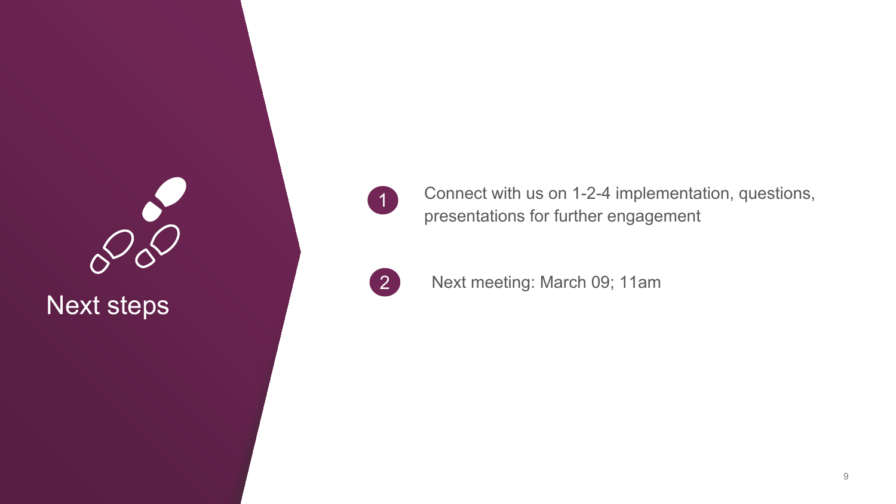# Next steps

1. Connect with us on 1-2-4 implementation, questions, presentations for further engagement

2. Next meeting: March 09; 11am